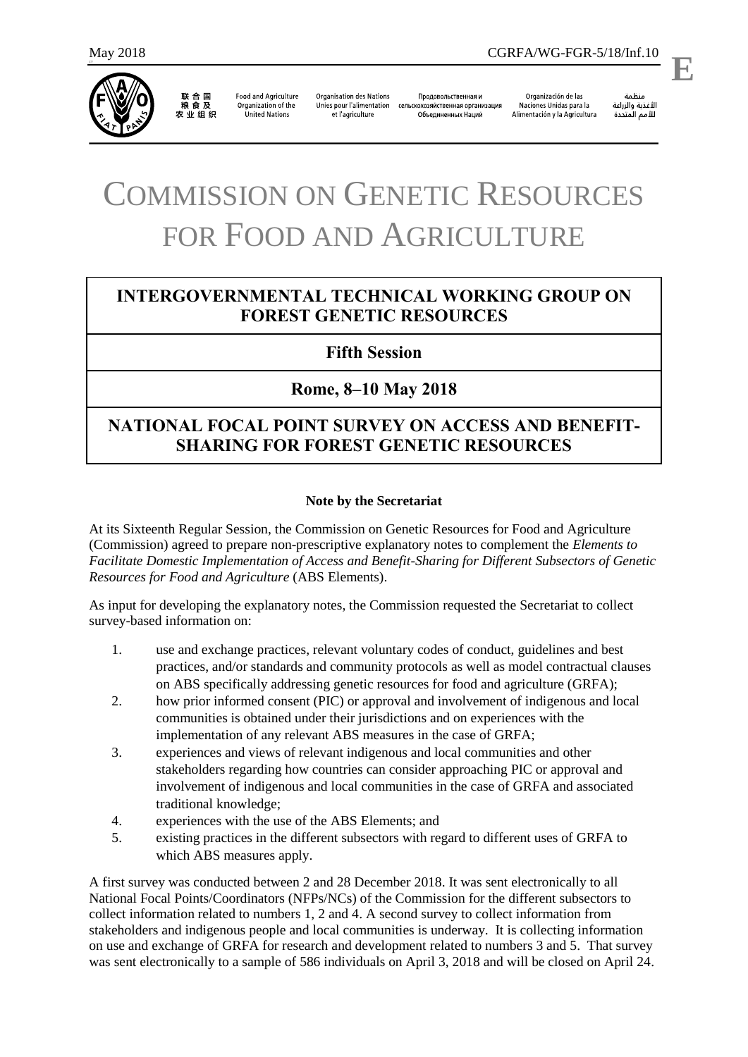May 2018 CGRFA/WG-FGR-5/18/Inf.10

联合国粮食及农业组织 | Food and Agriculture Organization of the United Nations | Organisation des Nations Unies pour l'alimentation et l'agriculture | Продовольственная и сельскохозяйственная организация Объединенных Наций | Organización de las Naciones Unidas para la Alimentación y la Agricultura | منظمة الأغذية والزراعة للأمم المتحدة

# COMMISSION ON GENETIC RESOURCES FOR FOOD AND AGRICULTURE

## INTERGOVERNMENTAL TECHNICAL WORKING GROUP ON FOREST GENETIC RESOURCES

## Fifth Session

## Rome, 8–10 May 2018

## NATIONAL FOCAL POINT SURVEY ON ACCESS AND BENEFIT-SHARING FOR FOREST GENETIC RESOURCES

**Note by the Secretariat**

At its Sixteenth Regular Session, the Commission on Genetic Resources for Food and Agriculture (Commission) agreed to prepare non-prescriptive explanatory notes to complement the *Elements to Facilitate Domestic Implementation of Access and Benefit-Sharing for Different Subsectors of Genetic Resources for Food and Agriculture* (ABS Elements).

As input for developing the explanatory notes, the Commission requested the Secretariat to collect survey-based information on:

1. use and exchange practices, relevant voluntary codes of conduct, guidelines and best practices, and/or standards and community protocols as well as model contractual clauses on ABS specifically addressing genetic resources for food and agriculture (GRFA);
2. how prior informed consent (PIC) or approval and involvement of indigenous and local communities is obtained under their jurisdictions and on experiences with the implementation of any relevant ABS measures in the case of GRFA;
3. experiences and views of relevant indigenous and local communities and other stakeholders regarding how countries can consider approaching PIC or approval and involvement of indigenous and local communities in the case of GRFA and associated traditional knowledge;
4. experiences with the use of the ABS Elements; and
5. existing practices in the different subsectors with regard to different uses of GRFA to which ABS measures apply.

A first survey was conducted between 2 and 28 December 2018. It was sent electronically to all National Focal Points/Coordinators (NFPs/NCs) of the Commission for the different subsectors to collect information related to numbers 1, 2 and 4. A second survey to collect information from stakeholders and indigenous people and local communities is underway. It is collecting information on use and exchange of GRFA for research and development related to numbers 3 and 5. That survey was sent electronically to a sample of 586 individuals on April 3, 2018 and will be closed on April 24.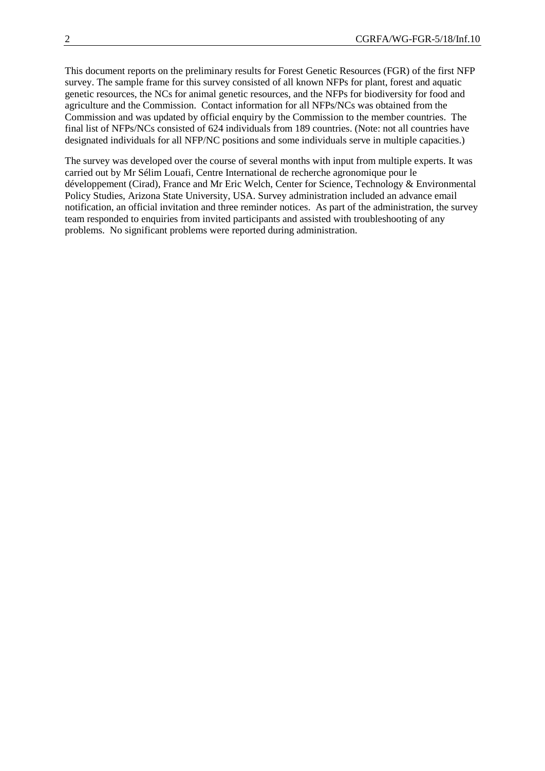This document reports on the preliminary results for Forest Genetic Resources (FGR) of the first NFP survey. The sample frame for this survey consisted of all known NFPs for plant, forest and aquatic genetic resources, the NCs for animal genetic resources, and the NFPs for biodiversity for food and agriculture and the Commission. Contact information for all NFPs/NCs was obtained from the Commission and was updated by official enquiry by the Commission to the member countries. The final list of NFPs/NCs consisted of 624 individuals from 189 countries. (Note: not all countries have designated individuals for all NFP/NC positions and some individuals serve in multiple capacities.)

The survey was developed over the course of several months with input from multiple experts. It was carried out by Mr Sélim Louafi, Centre International de recherche agronomique pour le développement (Cirad), France and Mr Eric Welch, Center for Science, Technology & Environmental Policy Studies, Arizona State University, USA. Survey administration included an advance email notification, an official invitation and three reminder notices. As part of the administration, the survey team responded to enquiries from invited participants and assisted with troubleshooting of any problems. No significant problems were reported during administration.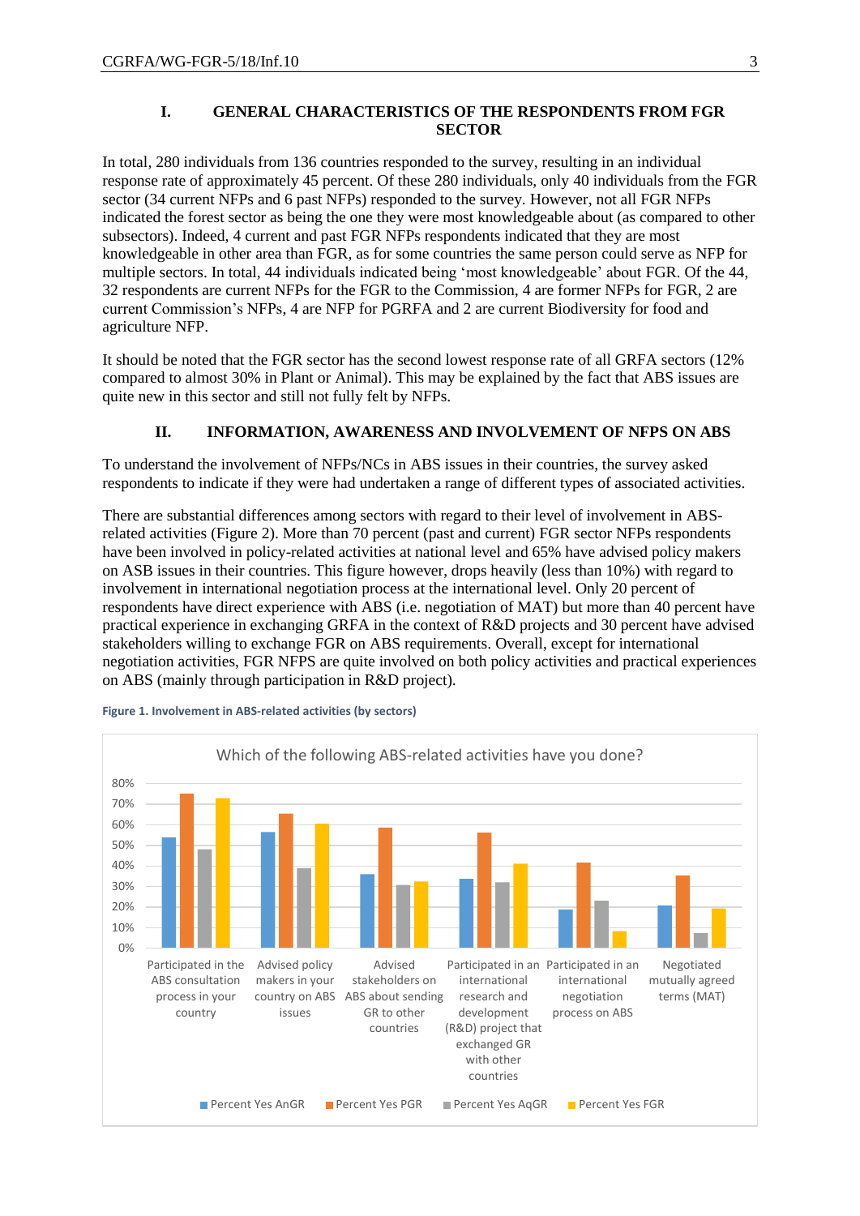## I. GENERAL CHARACTERISTICS OF THE RESPONDENTS FROM FGR SECTOR

In total, 280 individuals from 136 countries responded to the survey, resulting in an individual response rate of approximately 45 percent. Of these 280 individuals, only 40 individuals from the FGR sector (34 current NFPs and 6 past NFPs) responded to the survey. However, not all FGR NFPs indicated the forest sector as being the one they were most knowledgeable about (as compared to other subsectors). Indeed, 4 current and past FGR NFPs respondents indicated that they are most knowledgeable in other area than FGR, as for some countries the same person could serve as NFP for multiple sectors. In total, 44 individuals indicated being 'most knowledgeable' about FGR. Of the 44, 32 respondents are current NFPs for the FGR to the Commission, 4 are former NFPs for FGR, 2 are current Commission's NFPs, 4 are NFP for PGRFA and 2 are current Biodiversity for food and agriculture NFP.

It should be noted that the FGR sector has the second lowest response rate of all GRFA sectors (12% compared to almost 30% in Plant or Animal). This may be explained by the fact that ABS issues are quite new in this sector and still not fully felt by NFPs.

## II. INFORMATION, AWARENESS AND INVOLVEMENT OF NFPS ON ABS

To understand the involvement of NFPs/NCs in ABS issues in their countries, the survey asked respondents to indicate if they were had undertaken a range of different types of associated activities.

There are substantial differences among sectors with regard to their level of involvement in ABS-related activities (Figure 2). More than 70 percent (past and current) FGR sector NFPs respondents have been involved in policy-related activities at national level and 65% have advised policy makers on ASB issues in their countries. This figure however, drops heavily (less than 10%) with regard to involvement in international negotiation process at the international level. Only 20 percent of respondents have direct experience with ABS (i.e. negotiation of MAT) but more than 40 percent have practical experience in exchanging GRFA in the context of R&D projects and 30 percent have advised stakeholders willing to exchange FGR on ABS requirements. Overall, except for international negotiation activities, FGR NFPS are quite involved on both policy activities and practical experiences on ABS (mainly through participation in R&D project).

**Figure 1. Involvement in ABS-related activities (by sectors)**

Which of the following ABS-related activities have you done?

| Activity | Percent Yes AnGR | Percent Yes PGR | Percent Yes AqGR | Percent Yes FGR |
|---|---|---|---|---|
| Participated in the ABS consultation process in your country | 54% | 75% | 48% | 73% |
| Advised policy makers in your country on ABS issues | 56% | 65% | 39% | 60% |
| Advised stakeholders on ABS about sending GR to other countries | 36% | 58% | 30% | 32% |
| Participated in an international research and development (R&D) project that exchanged GR with other countries | 33% | 56% | 32% | 41% |
| Participated in an international negotiation process on ABS | 18% | 41% | 23% | 8% |
| Negotiated mutually agreed terms (MAT) | 20% | 35% | 7% | 19% |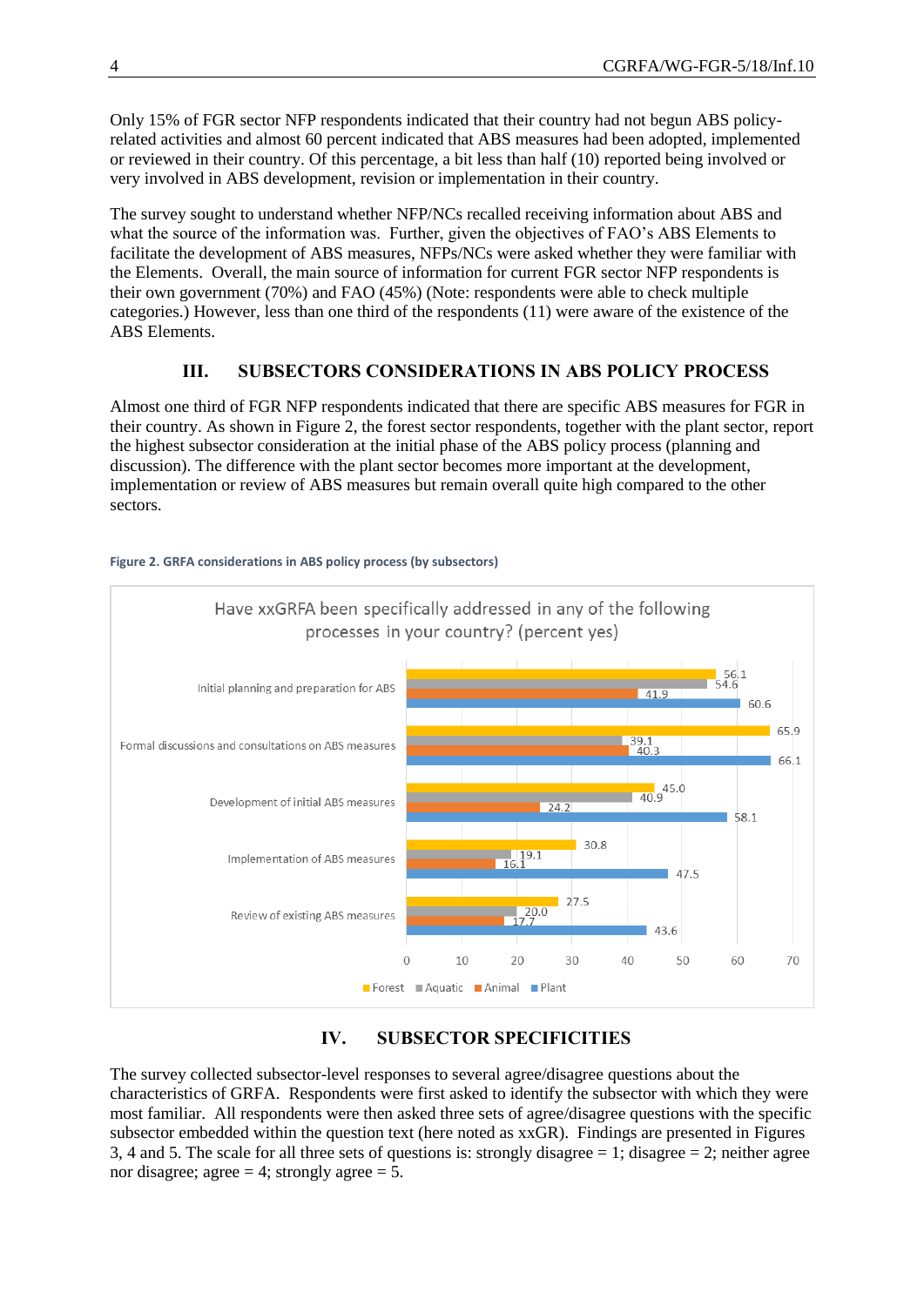Only 15% of FGR sector NFP respondents indicated that their country had not begun ABS policy-related activities and almost 60 percent indicated that ABS measures had been adopted, implemented or reviewed in their country. Of this percentage, a bit less than half (10) reported being involved or very involved in ABS development, revision or implementation in their country.

The survey sought to understand whether NFP/NCs recalled receiving information about ABS and what the source of the information was. Further, given the objectives of FAO's ABS Elements to facilitate the development of ABS measures, NFPs/NCs were asked whether they were familiar with the Elements. Overall, the main source of information for current FGR sector NFP respondents is their own government (70%) and FAO (45%) (Note: respondents were able to check multiple categories.) However, less than one third of the respondents (11) were aware of the existence of the ABS Elements.

## III. SUBSECTORS CONSIDERATIONS IN ABS POLICY PROCESS

Almost one third of FGR NFP respondents indicated that there are specific ABS measures for FGR in their country. As shown in Figure 2, the forest sector respondents, together with the plant sector, report the highest subsector consideration at the initial phase of the ABS policy process (planning and discussion). The difference with the plant sector becomes more important at the development, implementation or review of ABS measures but remain overall quite high compared to the other sectors.

**Figure 2. GRFA considerations in ABS policy process (by subsectors)**

Have xxGRFA been specifically addressed in any of the following processes in your country? (percent yes)

| Process | Forest | Aquatic | Animal | Plant |
|---|---|---|---|---|
| Initial planning and preparation for ABS | 56.1 | 54.6 | 41.9 | 60.6 |
| Formal discussions and consultations on ABS measures | 65.9 | 39.1 | 40.3 | 66.1 |
| Development of initial ABS measures | 45.0 | 40.9 | 24.2 | 58.1 |
| Implementation of ABS measures | 30.8 | 19.1 | 16.1 | 47.5 |
| Review of existing ABS measures | 27.5 | 20.0 | 17.7 | 43.6 |

## IV. SUBSECTOR SPECIFICITIES

The survey collected subsector-level responses to several agree/disagree questions about the characteristics of GRFA. Respondents were first asked to identify the subsector with which they were most familiar. All respondents were then asked three sets of agree/disagree questions with the specific subsector embedded within the question text (here noted as xxGR). Findings are presented in Figures 3, 4 and 5. The scale for all three sets of questions is: strongly disagree = 1; disagree = 2; neither agree nor disagree; agree = 4; strongly agree = 5.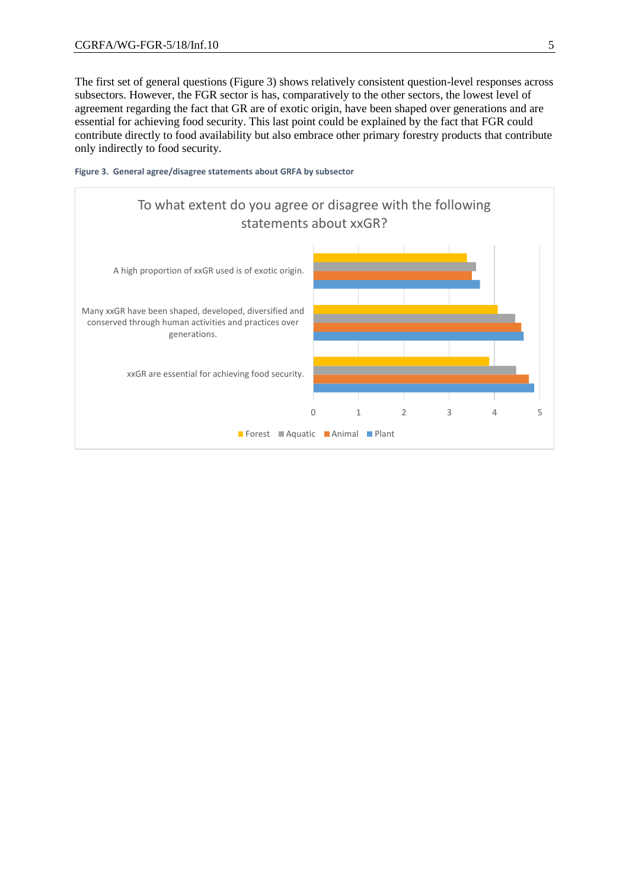The first set of general questions (Figure 3) shows relatively consistent question-level responses across subsectors. However, the FGR sector is has, comparatively to the other sectors, the lowest level of agreement regarding the fact that GR are of exotic origin, have been shaped over generations and are essential for achieving food security. This last point could be explained by the fact that FGR could contribute directly to food availability but also embrace other primary forestry products that contribute only indirectly to food security.

**Figure 3. General agree/disagree statements about GRFA by subsector**

To what extent do you agree or disagree with the following statements about xxGR?

- A high proportion of xxGR used is of exotic origin.
- Many xxGR have been shaped, developed, diversified and conserved through human activities and practices over generations.
- xxGR are essential for achieving food security.

0 1 2 3 4 5

Forest Aquatic Animal Plant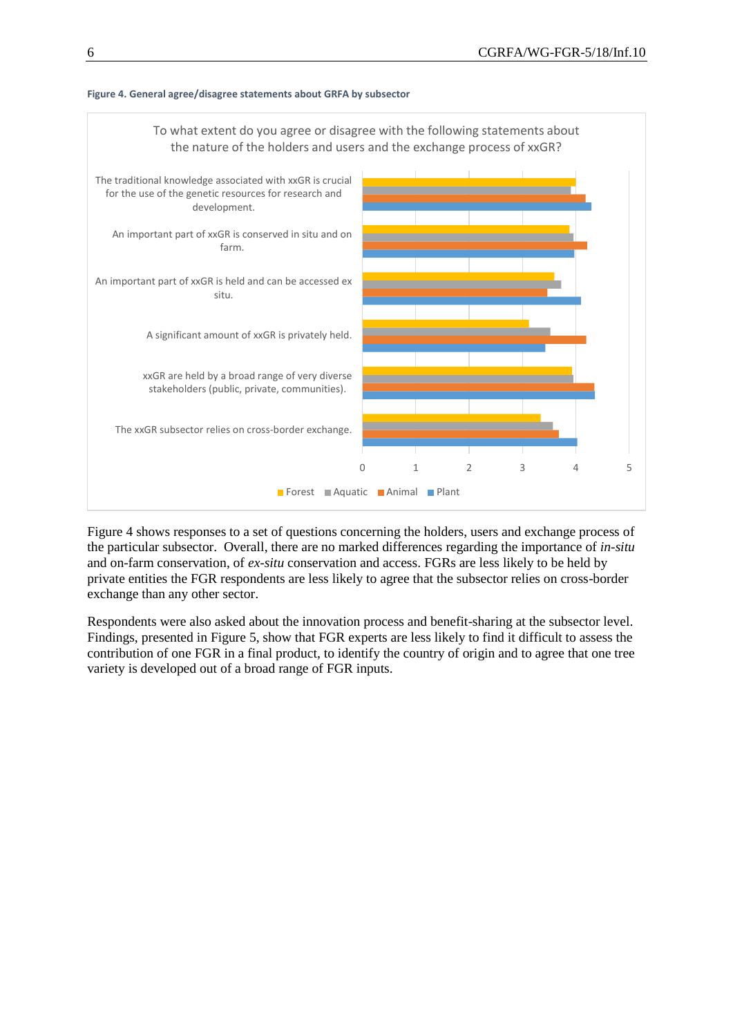**Figure 4. General agree/disagree statements about GRFA by subsector**

To what extent do you agree or disagree with the following statements about the nature of the holders and users and the exchange process of xxGR?

| Statement | Forest | Aquatic | Animal | Plant |
|---|---|---|---|---|
| The traditional knowledge associated with xxGR is crucial for the use of the genetic resources for research and development. | 4.0 | 3.9 | 4.2 | 4.3 |
| An important part of xxGR is conserved in situ and on farm. | 3.9 | 3.95 | 4.2 | 3.95 |
| An important part of xxGR is held and can be accessed ex situ. | 3.6 | 3.7 | 3.45 | 4.1 |
| A significant amount of xxGR is privately held. | 3.1 | 3.5 | 4.2 | 3.4 |
| xxGR are held by a broad range of very diverse stakeholders (public, private, communities). | 3.9 | 3.95 | 4.35 | 4.35 |
| The xxGR subsector relies on cross-border exchange. | 3.35 | 3.55 | 3.7 | 4.0 |

Figure 4 shows responses to a set of questions concerning the holders, users and exchange process of the particular subsector. Overall, there are no marked differences regarding the importance of *in-situ* and on-farm conservation, of *ex-situ* conservation and access. FGRs are less likely to be held by private entities the FGR respondents are less likely to agree that the subsector relies on cross-border exchange than any other sector.

Respondents were also asked about the innovation process and benefit-sharing at the subsector level. Findings, presented in Figure 5, show that FGR experts are less likely to find it difficult to assess the contribution of one FGR in a final product, to identify the country of origin and to agree that one tree variety is developed out of a broad range of FGR inputs.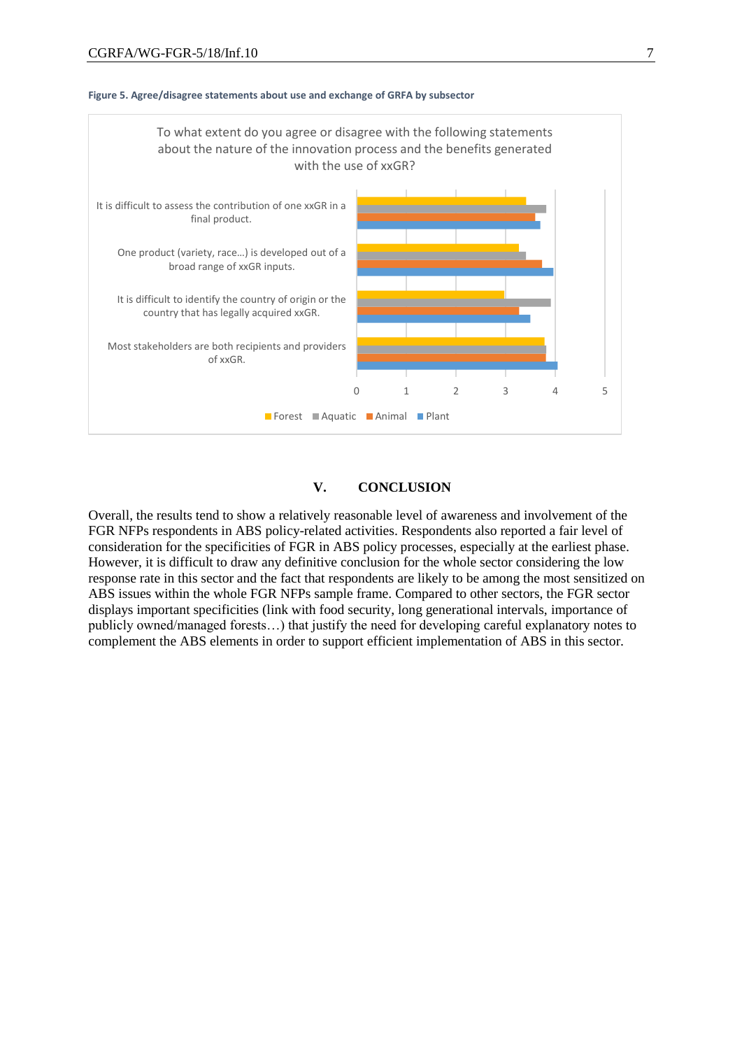**Figure 5. Agree/disagree statements about use and exchange of GRFA by subsector**

To what extent do you agree or disagree with the following statements about the nature of the innovation process and the benefits generated with the use of xxGR?

It is difficult to assess the contribution of one xxGR in a final product.

One product (variety, race…) is developed out of a broad range of xxGR inputs.

It is difficult to identify the country of origin or the country that has legally acquired xxGR.

Most stakeholders are both recipients and providers of xxGR.

0 1 2 3 4 5

Forest Aquatic Animal Plant

## V. CONCLUSION

Overall, the results tend to show a relatively reasonable level of awareness and involvement of the FGR NFPs respondents in ABS policy-related activities. Respondents also reported a fair level of consideration for the specificities of FGR in ABS policy processes, especially at the earliest phase. However, it is difficult to draw any definitive conclusion for the whole sector considering the low response rate in this sector and the fact that respondents are likely to be among the most sensitized on ABS issues within the whole FGR NFPs sample frame. Compared to other sectors, the FGR sector displays important specificities (link with food security, long generational intervals, importance of publicly owned/managed forests…) that justify the need for developing careful explanatory notes to complement the ABS elements in order to support efficient implementation of ABS in this sector.